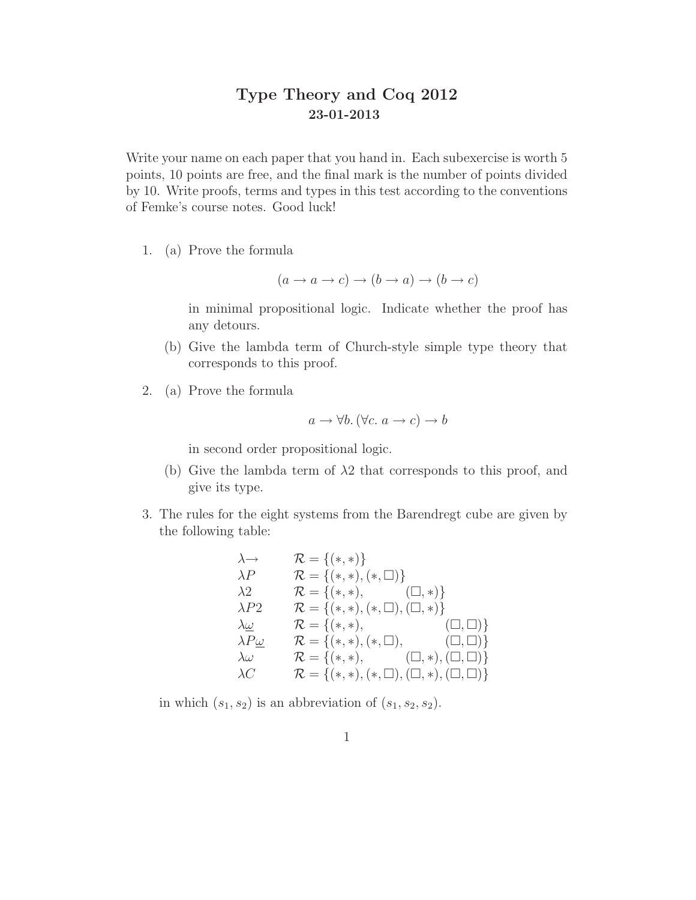# Type Theory and Coq 2012

**23-01-2013**

Write your name on each paper that you hand in. Each subexercise is worth 5 points, 10 points are free, and the final mark is the number of points divided by 10. Write proofs, terms and types in this test according to the conventions of Femke's course notes. Good luck!

1. (a) Prove the formula

   $$(a \to a \to c) \to (b \to a) \to (b \to c)$$

   in minimal propositional logic. Indicate whether the proof has any detours.

   (b) Give the lambda term of Church-style simple type theory that corresponds to this proof.

2. (a) Prove the formula

   $$a \to \forall b. (\forall c.\ a \to c) \to b$$

   in second order propositional logic.

   (b) Give the lambda term of $\lambda 2$ that corresponds to this proof, and give its type.

3. The rules for the eight systems from the Barendregt cube are given by the following table:

| | |
|---|---|
| $\lambda\!\to$ | $\mathcal{R} = \{(*,*)\}$ |
| $\lambda P$ | $\mathcal{R} = \{(*,*), (*,\Box)\}$ |
| $\lambda 2$ | $\mathcal{R} = \{(*,*), (\Box,*)\}$ |
| $\lambda P2$ | $\mathcal{R} = \{(*,*), (*,\Box), (\Box,*)\}$ |
| $\lambda\underline{\omega}$ | $\mathcal{R} = \{(*,*), (\Box,\Box)\}$ |
| $\lambda P\underline{\omega}$ | $\mathcal{R} = \{(*,*), (*,\Box), (\Box,\Box)\}$ |
| $\lambda\omega$ | $\mathcal{R} = \{(*,*), (\Box,*), (\Box,\Box)\}$ |
| $\lambda C$ | $\mathcal{R} = \{(*,*), (*,\Box), (\Box,*), (\Box,\Box)\}$ |

   in which $(s_1, s_2)$ is an abbreviation of $(s_1, s_2, s_2)$.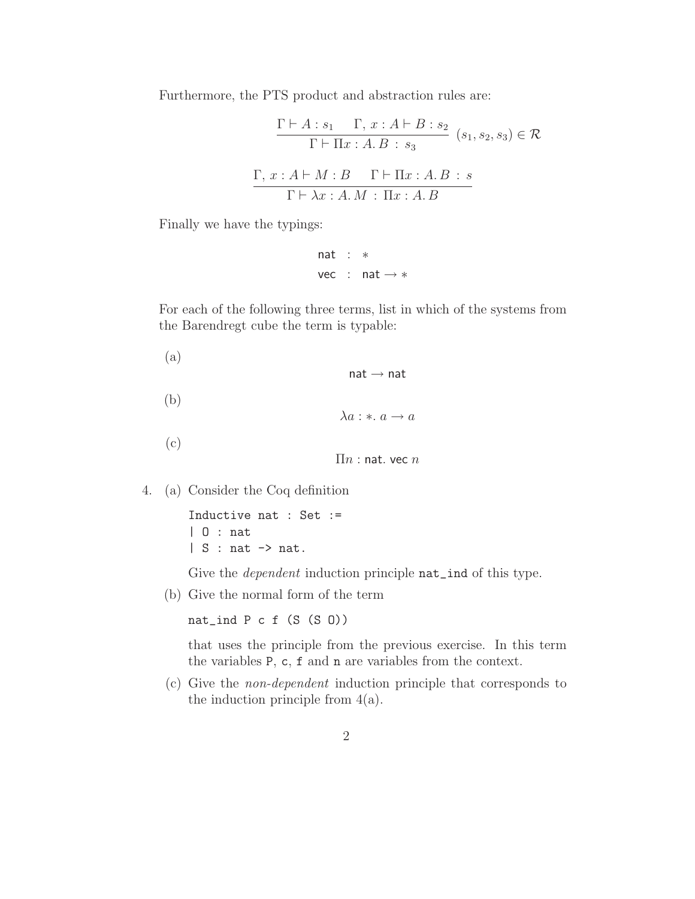Furthermore, the PTS product and abstraction rules are:

$$\frac{\Gamma \vdash A : s_1 \quad \Gamma,\, x : A \vdash B : s_2}{\Gamma \vdash \Pi x : A.\, B \,:\, s_3} \ (s_1, s_2, s_3) \in \mathcal{R}$$

$$\frac{\Gamma,\, x : A \vdash M : B \quad \Gamma \vdash \Pi x : A.\, B \,:\, s}{\Gamma \vdash \lambda x : A.\, M \,:\, \Pi x : A.\, B}$$

Finally we have the typings:

$$\begin{aligned} \mathsf{nat} &: * \\ \mathsf{vec} &: \mathsf{nat} \rightarrow * \end{aligned}$$

For each of the following three terms, list in which of the systems from the Barendregt cube the term is typable:

(a)

$$\mathsf{nat} \rightarrow \mathsf{nat}$$

(b)

$$\lambda a : *.\, a \rightarrow a$$

(c)

$$\Pi n : \mathsf{nat}.\, \mathsf{vec}\ n$$

4. (a) Consider the Coq definition

```
Inductive nat : Set :=
| O : nat
| S : nat -> nat.
```

Give the *dependent* induction principle `nat_ind` of this type.

(b) Give the normal form of the term

```
nat_ind P c f (S (S O))
```

that uses the principle from the previous exercise. In this term the variables `P`, `c`, `f` and `n` are variables from the context.

(c) Give the *non-dependent* induction principle that corresponds to the induction principle from 4(a).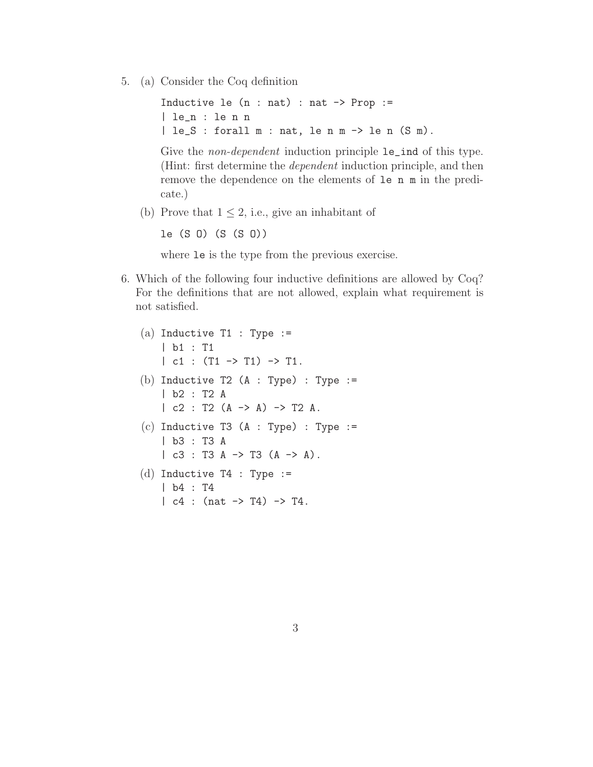5. (a) Consider the Coq definition

   ```
   Inductive le (n : nat) : nat -> Prop :=
   | le_n : le n n
   | le_S : forall m : nat, le n m -> le n (S m).
   ```

   Give the *non-dependent* induction principle `le_ind` of this type. (Hint: first determine the *dependent* induction principle, and then remove the dependence on the elements of `le n m` in the predicate.)

   (b) Prove that $1 \leq 2$, i.e., give an inhabitant of

   ```
   le (S O) (S (S O))
   ```

   where `le` is the type from the previous exercise.

6. Which of the following four inductive definitions are allowed by Coq? For the definitions that are not allowed, explain what requirement is not satisfied.

   (a)
   ```
   Inductive T1 : Type :=
   | b1 : T1
   | c1 : (T1 -> T1) -> T1.
   ```

   (b)
   ```
   Inductive T2 (A : Type) : Type :=
   | b2 : T2 A
   | c2 : T2 (A -> A) -> T2 A.
   ```

   (c)
   ```
   Inductive T3 (A : Type) : Type :=
   | b3 : T3 A
   | c3 : T3 A -> T3 (A -> A).
   ```

   (d)
   ```
   Inductive T4 : Type :=
   | b4 : T4
   | c4 : (nat -> T4) -> T4.
   ```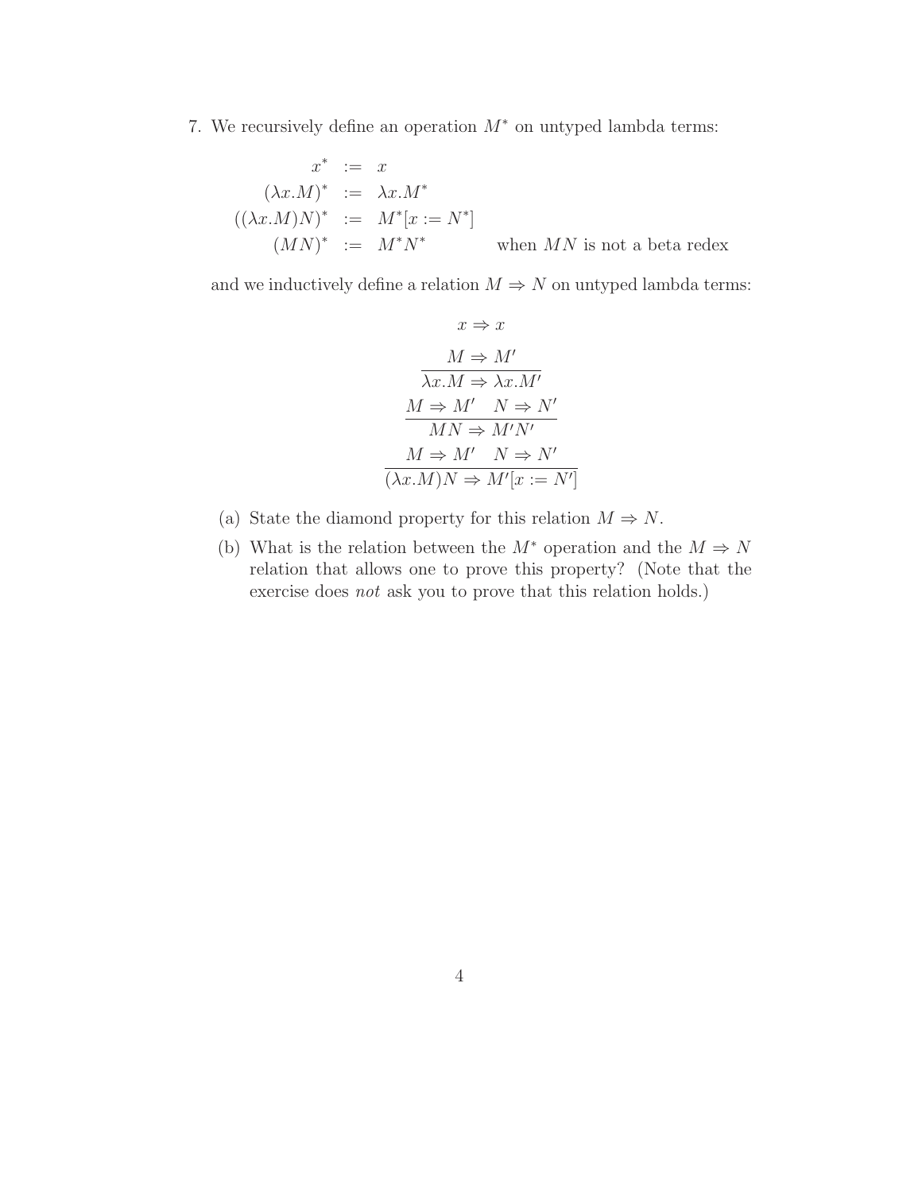7. We recursively define an operation $M^*$ on untyped lambda terms:

$$
\begin{array}{rcll}
x^* & := & x & \\
(\lambda x.M)^* & := & \lambda x.M^* & \\
((\lambda x.M)N)^* & := & M^*[x := N^*] & \\
(MN)^* & := & M^*N^* & \qquad \text{when } MN \text{ is not a beta redex}
\end{array}
$$

and we inductively define a relation $M \Rightarrow N$ on untyped lambda terms:

$$
x \Rightarrow x
$$

$$
\frac{M \Rightarrow M'}{\lambda x.M \Rightarrow \lambda x.M'}
$$

$$
\frac{M \Rightarrow M' \quad N \Rightarrow N'}{MN \Rightarrow M'N'}
$$

$$
\frac{M \Rightarrow M' \quad N \Rightarrow N'}{(\lambda x.M)N \Rightarrow M'[x := N']}
$$

(a) State the diamond property for this relation $M \Rightarrow N$.

(b) What is the relation between the $M^*$ operation and the $M \Rightarrow N$ relation that allows one to prove this property? (Note that the exercise does *not* ask you to prove that this relation holds.)